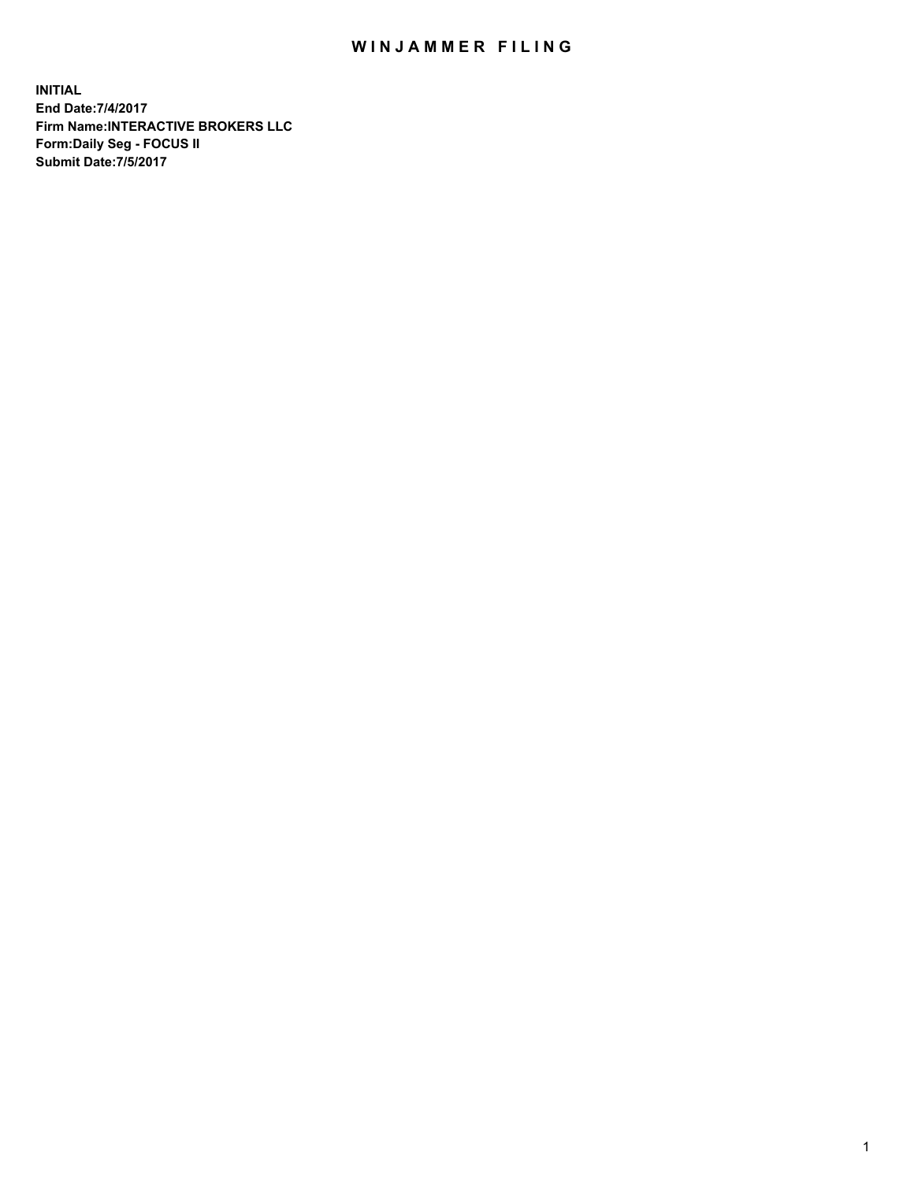# WINJAMMER FILING

**INITIAL**
**End Date:7/4/2017**
**Firm Name:INTERACTIVE BROKERS LLC**
**Form:Daily Seg - FOCUS II**
**Submit Date:7/5/2017**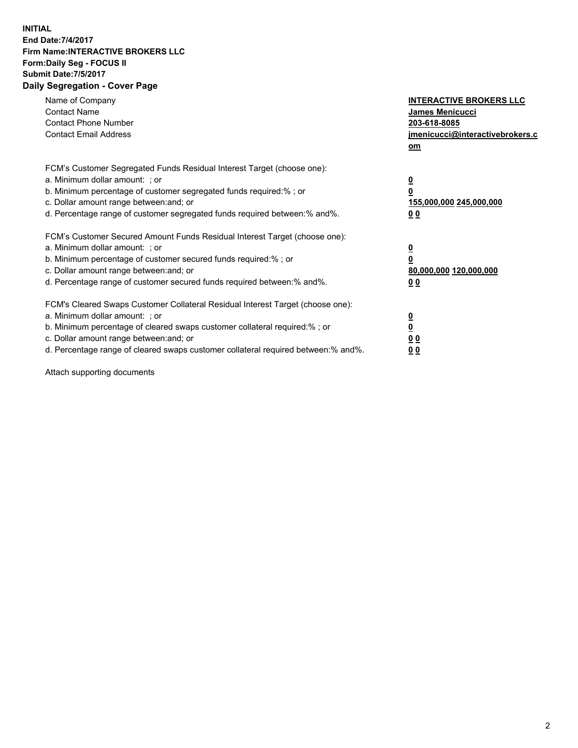**INITIAL**
**End Date:7/4/2017**
**Firm Name:INTERACTIVE BROKERS LLC**
**Form:Daily Seg - FOCUS II**
**Submit Date:7/5/2017**
**Daily Segregation - Cover Page**

| | |
|---|---|
| Name of Company | **INTERACTIVE BROKERS LLC** |
| Contact Name | **James Menicucci** |
| Contact Phone Number | **203-618-8085** |
| Contact Email Address | **jmenicucci@interactivebrokers.com** |

FCM's Customer Segregated Funds Residual Interest Target (choose one):

| | |
|---|---|
| a. Minimum dollar amount: ; or | **0** |
| b. Minimum percentage of customer segregated funds required:% ; or | **0** |
| c. Dollar amount range between:and; or | **155,000,000 245,000,000** |
| d. Percentage range of customer segregated funds required between:% and%. | **0 0** |

FCM's Customer Secured Amount Funds Residual Interest Target (choose one):

| | |
|---|---|
| a. Minimum dollar amount: ; or | **0** |
| b. Minimum percentage of customer secured funds required:% ; or | **0** |
| c. Dollar amount range between:and; or | **80,000,000 120,000,000** |
| d. Percentage range of customer secured funds required between:% and%. | **0 0** |

FCM's Cleared Swaps Customer Collateral Residual Interest Target (choose one):

| | |
|---|---|
| a. Minimum dollar amount: ; or | **0** |
| b. Minimum percentage of cleared swaps customer collateral required:% ; or | **0** |
| c. Dollar amount range between:and; or | **0 0** |
| d. Percentage range of cleared swaps customer collateral required between:% and%. | **0 0** |

Attach supporting documents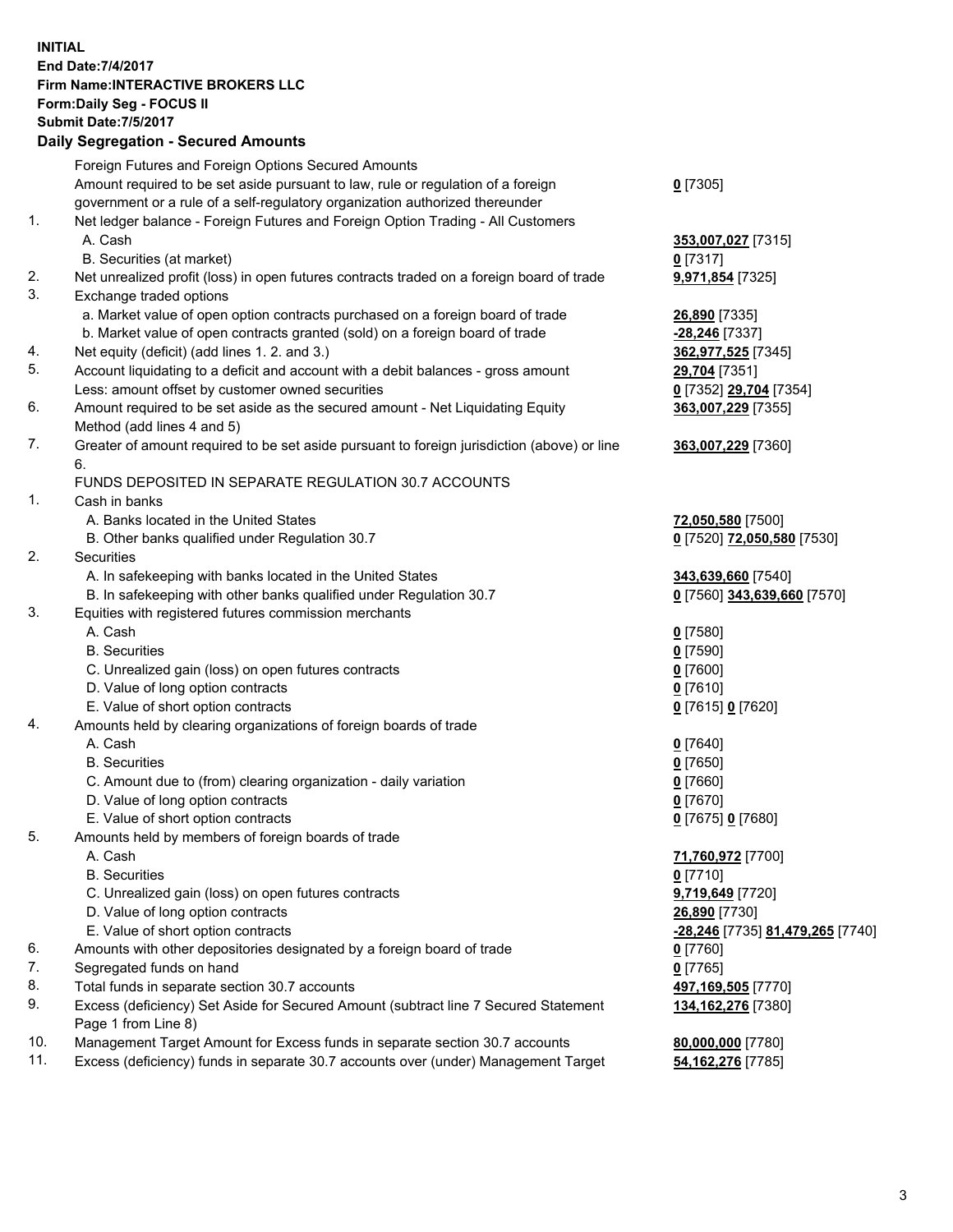**INITIAL**
**End Date:7/4/2017**
**Firm Name:INTERACTIVE BROKERS LLC**
**Form:Daily Seg - FOCUS II**
**Submit Date:7/5/2017**
**Daily Segregation - Secured Amounts**

| | | |
|---|---|---|
| | Foreign Futures and Foreign Options Secured Amounts | |
| | Amount required to be set aside pursuant to law, rule or regulation of a foreign government or a rule of a self-regulatory organization authorized thereunder | 0 [7305] |
| 1. | Net ledger balance - Foreign Futures and Foreign Option Trading - All Customers | |
| | A. Cash | 353,007,027 [7315] |
| | B. Securities (at market) | 0 [7317] |
| 2. | Net unrealized profit (loss) in open futures contracts traded on a foreign board of trade | 9,971,854 [7325] |
| 3. | Exchange traded options | |
| | a. Market value of open option contracts purchased on a foreign board of trade | 26,890 [7335] |
| | b. Market value of open contracts granted (sold) on a foreign board of trade | -28,246 [7337] |
| 4. | Net equity (deficit) (add lines 1. 2. and 3.) | 362,977,525 [7345] |
| 5. | Account liquidating to a deficit and account with a debit balances - gross amount | 29,704 [7351] |
| | Less: amount offset by customer owned securities | 0 [7352] 29,704 [7354] |
| 6. | Amount required to be set aside as the secured amount - Net Liquidating Equity Method (add lines 4 and 5) | 363,007,229 [7355] |
| 7. | Greater of amount required to be set aside pursuant to foreign jurisdiction (above) or line 6. | 363,007,229 [7360] |
| | FUNDS DEPOSITED IN SEPARATE REGULATION 30.7 ACCOUNTS | |
| 1. | Cash in banks | |
| | A. Banks located in the United States | 72,050,580 [7500] |
| | B. Other banks qualified under Regulation 30.7 | 0 [7520] 72,050,580 [7530] |
| 2. | Securities | |
| | A. In safekeeping with banks located in the United States | 343,639,660 [7540] |
| | B. In safekeeping with other banks qualified under Regulation 30.7 | 0 [7560] 343,639,660 [7570] |
| 3. | Equities with registered futures commission merchants | |
| | A. Cash | 0 [7580] |
| | B. Securities | 0 [7590] |
| | C. Unrealized gain (loss) on open futures contracts | 0 [7600] |
| | D. Value of long option contracts | 0 [7610] |
| | E. Value of short option contracts | 0 [7615] 0 [7620] |
| 4. | Amounts held by clearing organizations of foreign boards of trade | |
| | A. Cash | 0 [7640] |
| | B. Securities | 0 [7650] |
| | C. Amount due to (from) clearing organization - daily variation | 0 [7660] |
| | D. Value of long option contracts | 0 [7670] |
| | E. Value of short option contracts | 0 [7675] 0 [7680] |
| 5. | Amounts held by members of foreign boards of trade | |
| | A. Cash | 71,760,972 [7700] |
| | B. Securities | 0 [7710] |
| | C. Unrealized gain (loss) on open futures contracts | 9,719,649 [7720] |
| | D. Value of long option contracts | 26,890 [7730] |
| | E. Value of short option contracts | -28,246 [7735] 81,479,265 [7740] |
| 6. | Amounts with other depositories designated by a foreign board of trade | 0 [7760] |
| 7. | Segregated funds on hand | 0 [7765] |
| 8. | Total funds in separate section 30.7 accounts | 497,169,505 [7770] |
| 9. | Excess (deficiency) Set Aside for Secured Amount (subtract line 7 Secured Statement Page 1 from Line 8) | 134,162,276 [7380] |
| 10. | Management Target Amount for Excess funds in separate section 30.7 accounts | 80,000,000 [7780] |
| 11. | Excess (deficiency) funds in separate 30.7 accounts over (under) Management Target | 54,162,276 [7785] |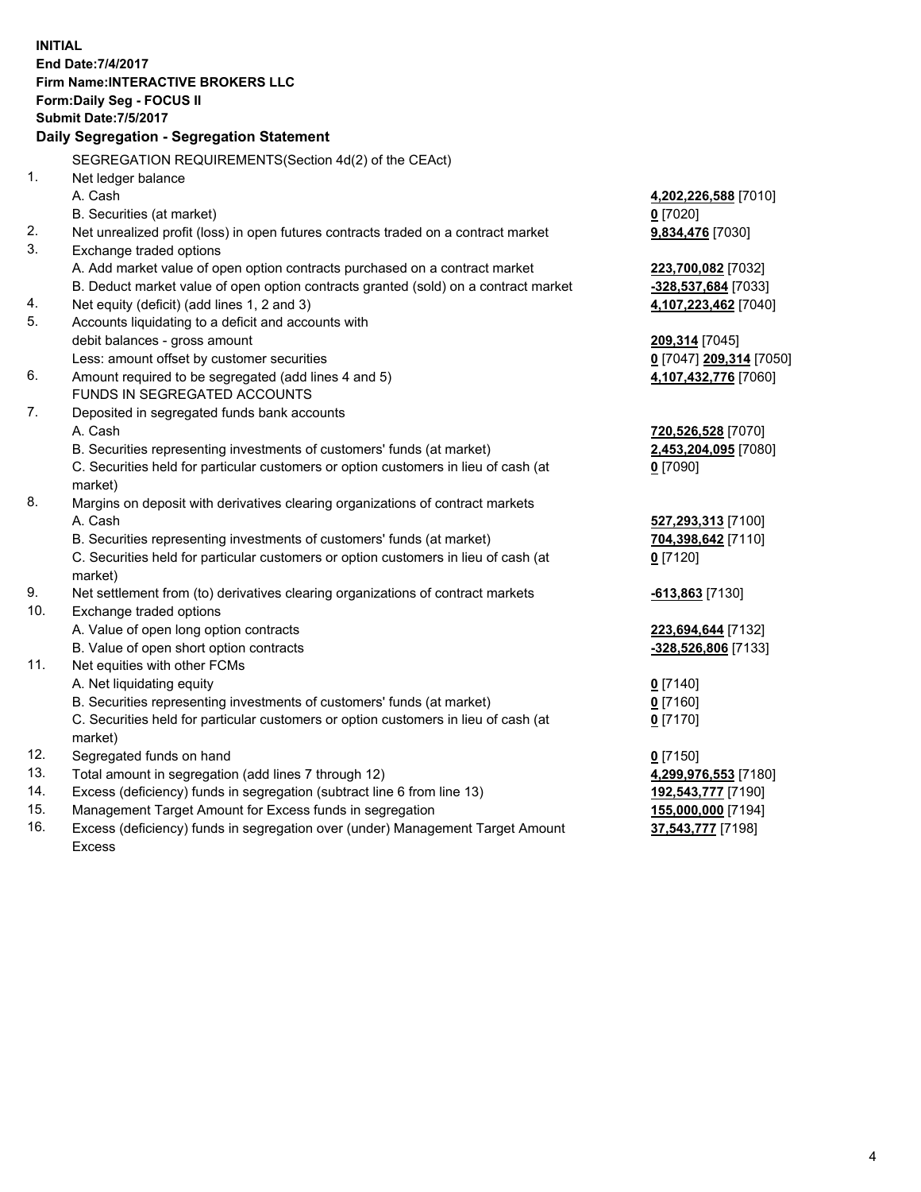**INITIAL**
**End Date:7/4/2017**
**Firm Name:INTERACTIVE BROKERS LLC**
**Form:Daily Seg - FOCUS II**
**Submit Date:7/5/2017**
**Daily Segregation - Segregation Statement**

SEGREGATION REQUIREMENTS(Section 4d(2) of the CEAct)

| | | |
|---|---|---|
| 1. | Net ledger balance | |
| | A. Cash | **4,202,226,588** [7010] |
| | B. Securities (at market) | **0** [7020] |
| 2. | Net unrealized profit (loss) in open futures contracts traded on a contract market | **9,834,476** [7030] |
| 3. | Exchange traded options | |
| | A. Add market value of open option contracts purchased on a contract market | **223,700,082** [7032] |
| | B. Deduct market value of open option contracts granted (sold) on a contract market | **-328,537,684** [7033] |
| 4. | Net equity (deficit) (add lines 1, 2 and 3) | **4,107,223,462** [7040] |
| 5. | Accounts liquidating to a deficit and accounts with | |
| | debit balances - gross amount | **209,314** [7045] |
| | Less: amount offset by customer securities | **0** [7047] **209,314** [7050] |
| 6. | Amount required to be segregated (add lines 4 and 5) | **4,107,432,776** [7060] |
| | FUNDS IN SEGREGATED ACCOUNTS | |
| 7. | Deposited in segregated funds bank accounts | |
| | A. Cash | **720,526,528** [7070] |
| | B. Securities representing investments of customers' funds (at market) | **2,453,204,095** [7080] |
| | C. Securities held for particular customers or option customers in lieu of cash (at market) | **0** [7090] |
| 8. | Margins on deposit with derivatives clearing organizations of contract markets | |
| | A. Cash | **527,293,313** [7100] |
| | B. Securities representing investments of customers' funds (at market) | **704,398,642** [7110] |
| | C. Securities held for particular customers or option customers in lieu of cash (at market) | **0** [7120] |
| 9. | Net settlement from (to) derivatives clearing organizations of contract markets | **-613,863** [7130] |
| 10. | Exchange traded options | |
| | A. Value of open long option contracts | **223,694,644** [7132] |
| | B. Value of open short option contracts | **-328,526,806** [7133] |
| 11. | Net equities with other FCMs | |
| | A. Net liquidating equity | **0** [7140] |
| | B. Securities representing investments of customers' funds (at market) | **0** [7160] |
| | C. Securities held for particular customers or option customers in lieu of cash (at market) | **0** [7170] |
| 12. | Segregated funds on hand | **0** [7150] |
| 13. | Total amount in segregation (add lines 7 through 12) | **4,299,976,553** [7180] |
| 14. | Excess (deficiency) funds in segregation (subtract line 6 from line 13) | **192,543,777** [7190] |
| 15. | Management Target Amount for Excess funds in segregation | **155,000,000** [7194] |
| 16. | Excess (deficiency) funds in segregation over (under) Management Target Amount Excess | **37,543,777** [7198] |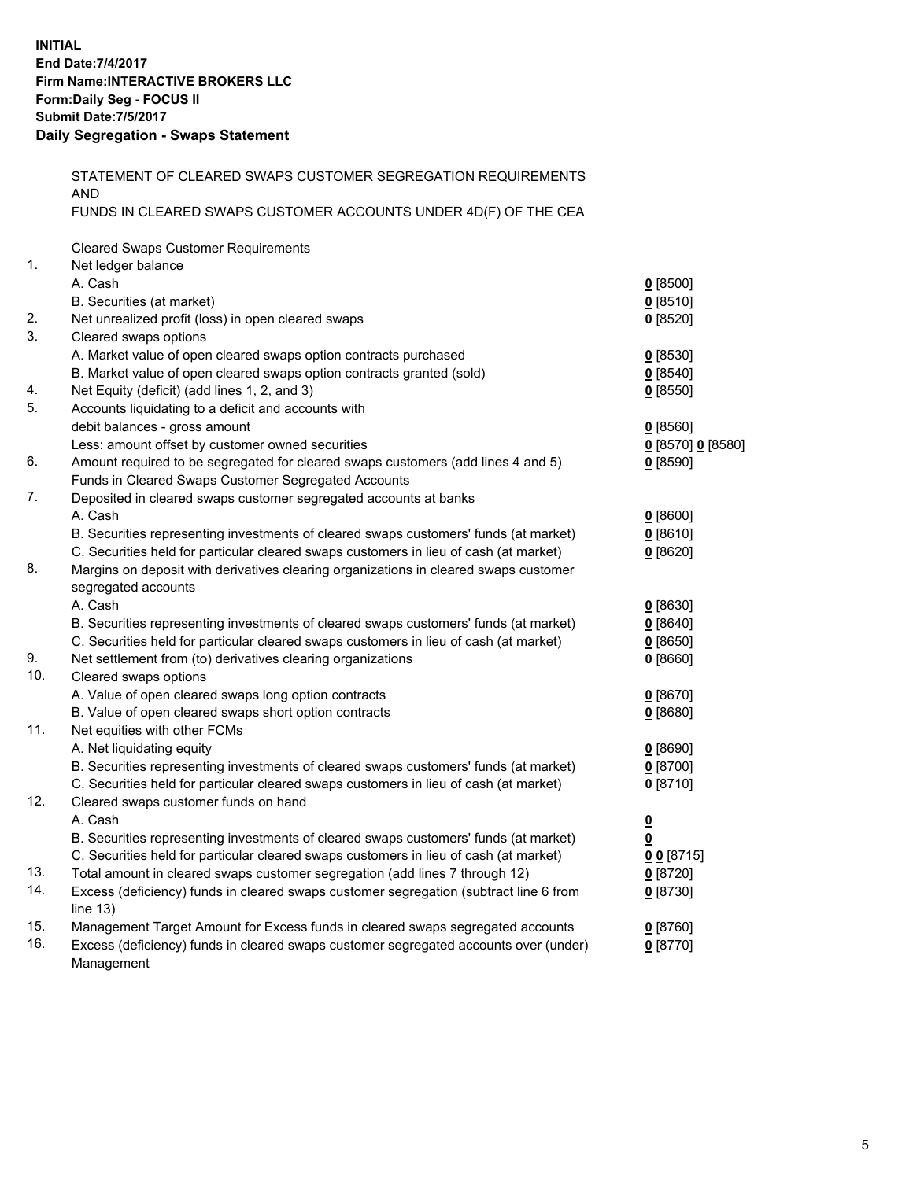**INITIAL**
**End Date:7/4/2017**
**Firm Name:INTERACTIVE BROKERS LLC**
**Form:Daily Seg - FOCUS II**
**Submit Date:7/5/2017**
**Daily Segregation - Swaps Statement**

STATEMENT OF CLEARED SWAPS CUSTOMER SEGREGATION REQUIREMENTS
AND
FUNDS IN CLEARED SWAPS CUSTOMER ACCOUNTS UNDER 4D(F) OF THE CEA

| | | |
|---|---|---|
| | Cleared Swaps Customer Requirements | |
| 1. | Net ledger balance | |
| | A. Cash | 0 [8500] |
| | B. Securities (at market) | 0 [8510] |
| 2. | Net unrealized profit (loss) in open cleared swaps | 0 [8520] |
| 3. | Cleared swaps options | |
| | A. Market value of open cleared swaps option contracts purchased | 0 [8530] |
| | B. Market value of open cleared swaps option contracts granted (sold) | 0 [8540] |
| 4. | Net Equity (deficit) (add lines 1, 2, and 3) | 0 [8550] |
| 5. | Accounts liquidating to a deficit and accounts with | |
| | debit balances - gross amount | 0 [8560] |
| | Less: amount offset by customer owned securities | 0 [8570] 0 [8580] |
| 6. | Amount required to be segregated for cleared swaps customers (add lines 4 and 5) | 0 [8590] |
| | Funds in Cleared Swaps Customer Segregated Accounts | |
| 7. | Deposited in cleared swaps customer segregated accounts at banks | |
| | A. Cash | 0 [8600] |
| | B. Securities representing investments of cleared swaps customers' funds (at market) | 0 [8610] |
| | C. Securities held for particular cleared swaps customers in lieu of cash (at market) | 0 [8620] |
| 8. | Margins on deposit with derivatives clearing organizations in cleared swaps customer segregated accounts | |
| | A. Cash | 0 [8630] |
| | B. Securities representing investments of cleared swaps customers' funds (at market) | 0 [8640] |
| | C. Securities held for particular cleared swaps customers in lieu of cash (at market) | 0 [8650] |
| 9. | Net settlement from (to) derivatives clearing organizations | 0 [8660] |
| 10. | Cleared swaps options | |
| | A. Value of open cleared swaps long option contracts | 0 [8670] |
| | B. Value of open cleared swaps short option contracts | 0 [8680] |
| 11. | Net equities with other FCMs | |
| | A. Net liquidating equity | 0 [8690] |
| | B. Securities representing investments of cleared swaps customers' funds (at market) | 0 [8700] |
| | C. Securities held for particular cleared swaps customers in lieu of cash (at market) | 0 [8710] |
| 12. | Cleared swaps customer funds on hand | |
| | A. Cash | 0 |
| | B. Securities representing investments of cleared swaps customers' funds (at market) | 0 |
| | C. Securities held for particular cleared swaps customers in lieu of cash (at market) | 0 0 [8715] |
| 13. | Total amount in cleared swaps customer segregation (add lines 7 through 12) | 0 [8720] |
| 14. | Excess (deficiency) funds in cleared swaps customer segregation (subtract line 6 from line 13) | 0 [8730] |
| 15. | Management Target Amount for Excess funds in cleared swaps segregated accounts | 0 [8760] |
| 16. | Excess (deficiency) funds in cleared swaps customer segregated accounts over (under) Management | 0 [8770] |